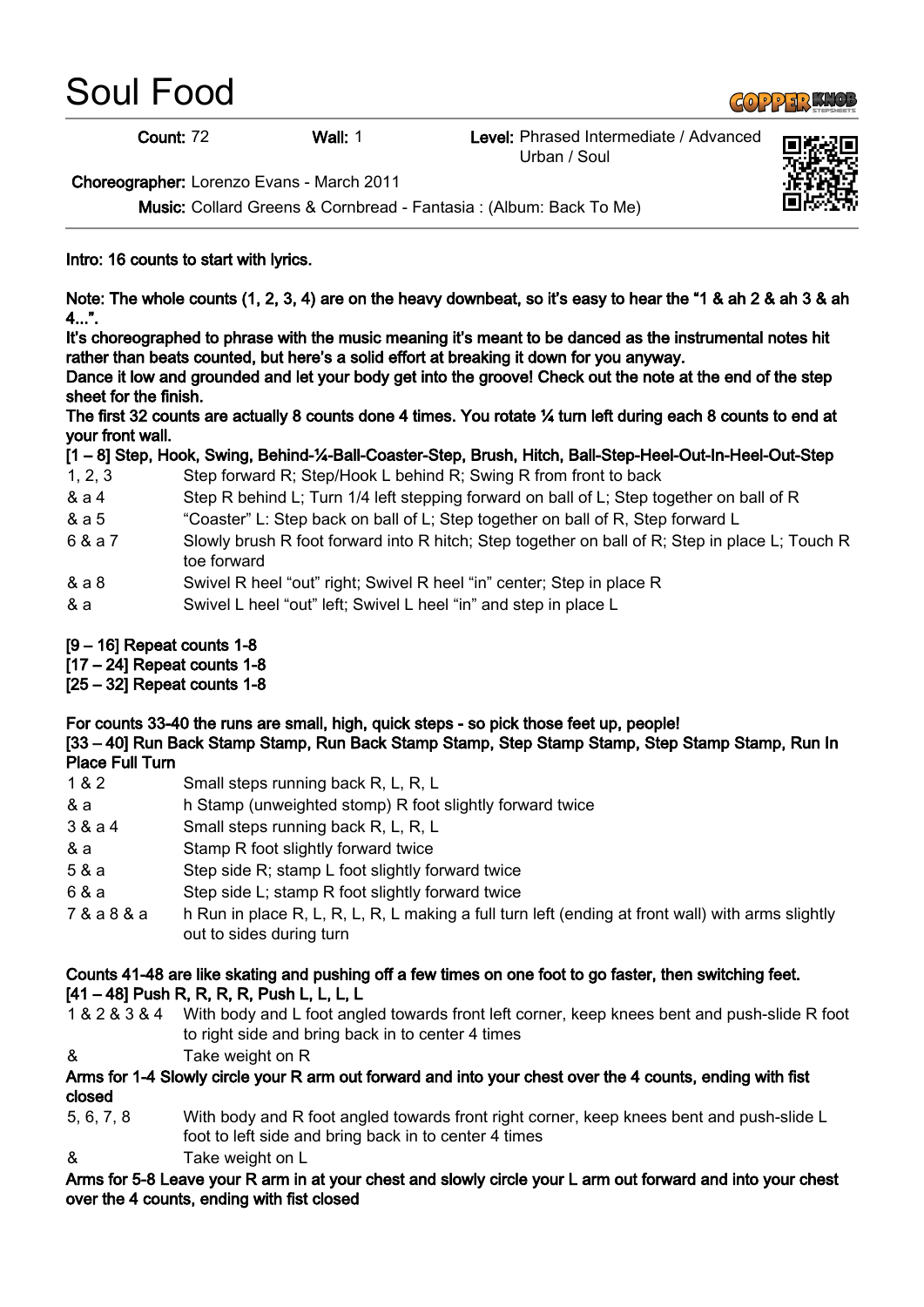# Soul Food

**Count:** 72 **Wall:** 1 **Level:** Phrased Intermediate / Advanced Urban / Soul

**Choreographer:** Lorenzo Evans - March 2011

**Music:** Collard Greens & Cornbread - Fantasia : (Album: Back To Me)

**Intro: 16 counts to start with lyrics.**

**Note: The whole counts (1, 2, 3, 4) are on the heavy downbeat, so it's easy to hear the "1 & ah 2 & ah 3 & ah 4...".**
**It's choreographed to phrase with the music meaning it's meant to be danced as the instrumental notes hit rather than beats counted, but here's a solid effort at breaking it down for you anyway.**
**Dance it low and grounded and let your body get into the groove! Check out the note at the end of the step sheet for the finish.**
**The first 32 counts are actually 8 counts done 4 times. You rotate ¼ turn left during each 8 counts to end at your front wall.**

**[1 – 8] Step, Hook, Swing, Behind-¼-Ball-Coaster-Step, Brush, Hitch, Ball-Step-Heel-Out-In-Heel-Out-Step**

| | |
|---|---|
| 1, 2, 3 | Step forward R; Step/Hook L behind R; Swing R from front to back |
| & a 4 | Step R behind L; Turn 1/4 left stepping forward on ball of L; Step together on ball of R |
| & a 5 | "Coaster" L: Step back on ball of L; Step together on ball of R, Step forward L |
| 6 & a 7 | Slowly brush R foot forward into R hitch; Step together on ball of R; Step in place L; Touch R toe forward |
| & a 8 | Swivel R heel "out" right; Swivel R heel "in" center; Step in place R |
| & a | Swivel L heel "out" left; Swivel L heel "in" and step in place L |

**[9 – 16] Repeat counts 1-8**
**[17 – 24] Repeat counts 1-8**
**[25 – 32] Repeat counts 1-8**

**For counts 33-40 the runs are small, high, quick steps - so pick those feet up, people!**

**[33 – 40] Run Back Stamp Stamp, Run Back Stamp Stamp, Step Stamp Stamp, Step Stamp Stamp, Run In Place Full Turn**

| | |
|---|---|
| 1 & 2 | Small steps running back R, L, R, L |
| & a | h Stamp (unweighted stomp) R foot slightly forward twice |
| 3 & a 4 | Small steps running back R, L, R, L |
| & a | Stamp R foot slightly forward twice |
| 5 & a | Step side R; stamp L foot slightly forward twice |
| 6 & a | Step side L; stamp R foot slightly forward twice |
| 7 & a 8 & a | h Run in place R, L, R, L, R, L making a full turn left (ending at front wall) with arms slightly out to sides during turn |

**Counts 41-48 are like skating and pushing off a few times on one foot to go faster, then switching feet.**

**[41 – 48] Push R, R, R, R, Push L, L, L, L**

| | |
|---|---|
| 1 & 2 & 3 & 4 | With body and L foot angled towards front left corner, keep knees bent and push-slide R foot to right side and bring back in to center 4 times |
| & | Take weight on R |

**Arms for 1-4 Slowly circle your R arm out forward and into your chest over the 4 counts, ending with fist closed**

| | |
|---|---|
| 5, 6, 7, 8 | With body and R foot angled towards front right corner, keep knees bent and push-slide L foot to left side and bring back in to center 4 times |
| & | Take weight on L |

**Arms for 5-8 Leave your R arm in at your chest and slowly circle your L arm out forward and into your chest over the 4 counts, ending with fist closed**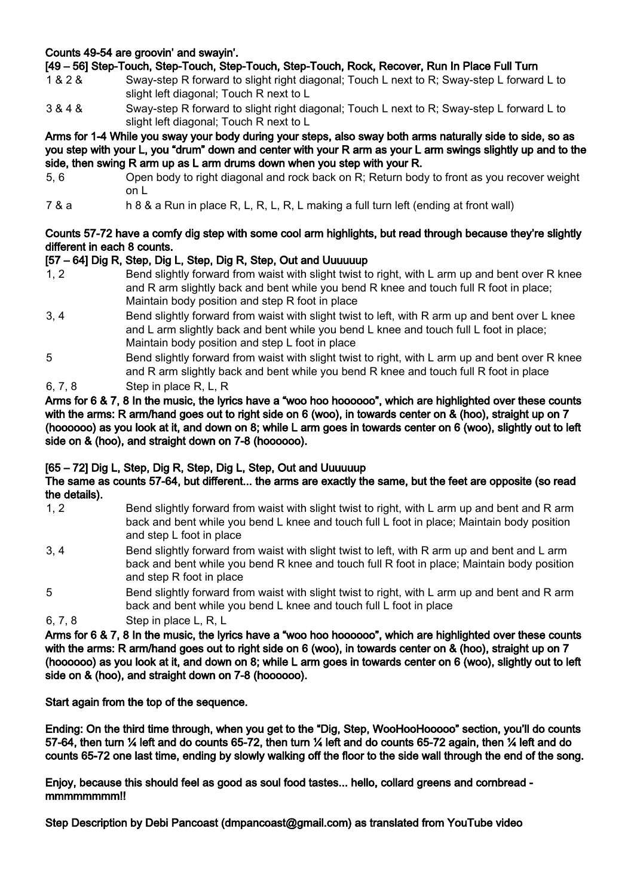**Counts 49-54 are groovin' and swayin'.**

**[49 – 56] Step-Touch, Step-Touch, Step-Touch, Step-Touch, Rock, Recover, Run In Place Full Turn**

| | |
|---|---|
| 1 & 2 & | Sway-step R forward to slight right diagonal; Touch L next to R; Sway-step L forward L to slight left diagonal; Touch R next to L |
| 3 & 4 & | Sway-step R forward to slight right diagonal; Touch L next to R; Sway-step L forward L to slight left diagonal; Touch R next to L |

**Arms for 1-4 While you sway your body during your steps, also sway both arms naturally side to side, so as you step with your L, you "drum" down and center with your R arm as your L arm swings slightly up and to the side, then swing R arm up as L arm drums down when you step with your R.**

| | |
|---|---|
| 5, 6 | Open body to right diagonal and rock back on R; Return body to front as you recover weight on L |
| 7 & a | h 8 & a Run in place R, L, R, L, R, L making a full turn left (ending at front wall) |

**Counts 57-72 have a comfy dig step with some cool arm highlights, but read through because they're slightly different in each 8 counts.**

**[57 – 64] Dig R, Step, Dig L, Step, Dig R, Step, Out and Uuuuuup**

| | |
|---|---|
| 1, 2 | Bend slightly forward from waist with slight twist to right, with L arm up and bent over R knee and R arm slightly back and bent while you bend R knee and touch full R foot in place; Maintain body position and step R foot in place |
| 3, 4 | Bend slightly forward from waist with slight twist to left, with R arm up and bent over L knee and L arm slightly back and bent while you bend L knee and touch full L foot in place; Maintain body position and step L foot in place |
| 5 | Bend slightly forward from waist with slight twist to right, with L arm up and bent over R knee and R arm slightly back and bent while you bend R knee and touch full R foot in place |
| 6, 7, 8 | Step in place R, L, R |

**Arms for 6 & 7, 8 In the music, the lyrics have a "woo hoo hoooooo", which are highlighted over these counts with the arms: R arm/hand goes out to right side on 6 (woo), in towards center on & (hoo), straight up on 7 (hoooooo) as you look at it, and down on 8; while L arm goes in towards center on 6 (woo), slightly out to left side on & (hoo), and straight down on 7-8 (hoooooo).**

**[65 – 72] Dig L, Step, Dig R, Step, Dig L, Step, Out and Uuuuuup**

**The same as counts 57-64, but different... the arms are exactly the same, but the feet are opposite (so read the details).**

| | |
|---|---|
| 1, 2 | Bend slightly forward from waist with slight twist to right, with L arm up and bent and R arm back and bent while you bend L knee and touch full L foot in place; Maintain body position and step L foot in place |
| 3, 4 | Bend slightly forward from waist with slight twist to left, with R arm up and bent and L arm back and bent while you bend R knee and touch full R foot in place; Maintain body position and step R foot in place |
| 5 | Bend slightly forward from waist with slight twist to right, with L arm up and bent and R arm back and bent while you bend L knee and touch full L foot in place |
| 6, 7, 8 | Step in place L, R, L |

**Arms for 6 & 7, 8 In the music, the lyrics have a "woo hoo hoooooo", which are highlighted over these counts with the arms: R arm/hand goes out to right side on 6 (woo), in towards center on & (hoo), straight up on 7 (hoooooo) as you look at it, and down on 8; while L arm goes in towards center on 6 (woo), slightly out to left side on & (hoo), and straight down on 7-8 (hoooooo).**

**Start again from the top of the sequence.**

**Ending: On the third time through, when you get to the "Dig, Step, WooHooHooooo" section, you'll do counts 57-64, then turn ¼ left and do counts 65-72, then turn ¼ left and do counts 65-72 again, then ¼ left and do counts 65-72 one last time, ending by slowly walking off the floor to the side wall through the end of the song.**

**Enjoy, because this should feel as good as soul food tastes... hello, collard greens and cornbread - mmmmmmmm!!**

**Step Description by Debi Pancoast (dmpancoast@gmail.com) as translated from YouTube video**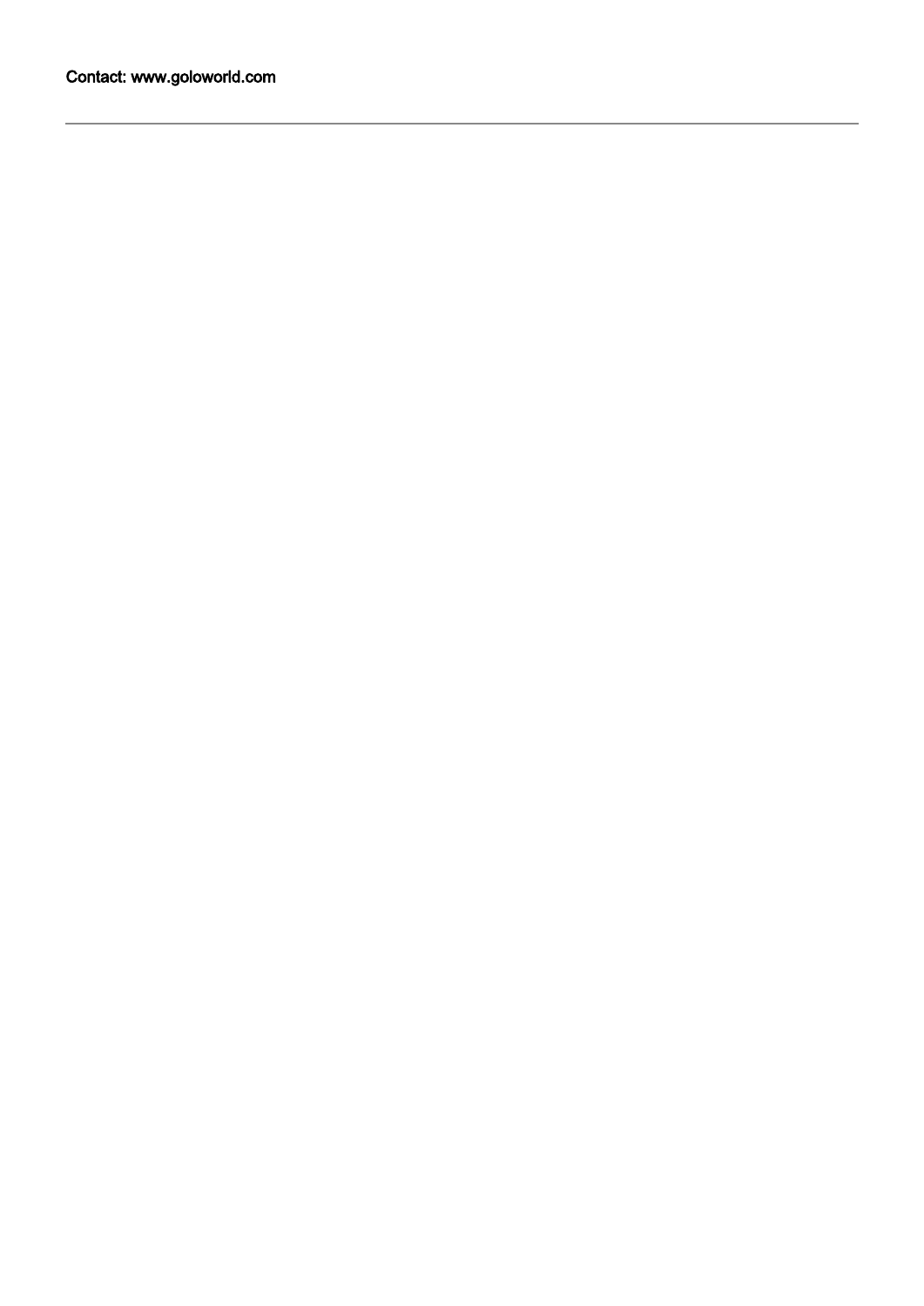Contact: www.goloworld.com

---